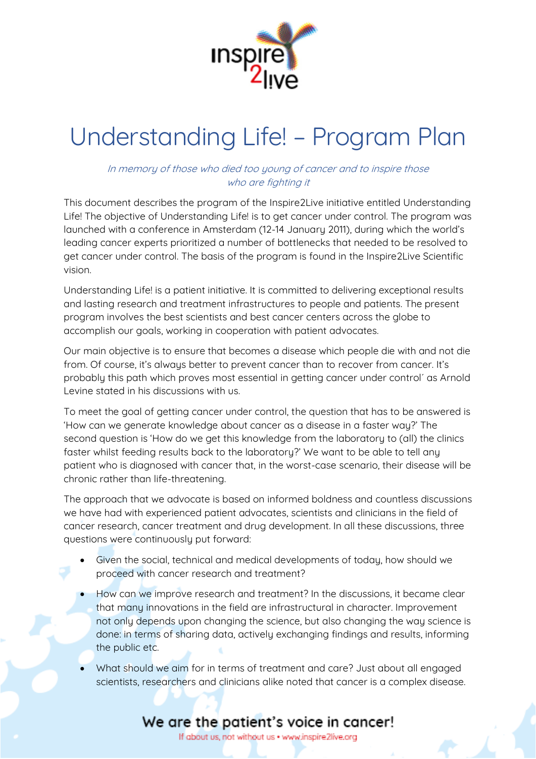# Understanding Life! – Program Plan

*In memory of those who died too young of cancer and to inspire those who are fighting it*

This document describes the program of the Inspire2Live initiative entitled Understanding Life! The objective of Understanding Life! is to get cancer under control. The program was launched with a conference in Amsterdam (12-14 January 2011), during which the world's leading cancer experts prioritized a number of bottlenecks that needed to be resolved to get cancer under control. The basis of the program is found in the Inspire2Live Scientific vision.

Understanding Life! is a patient initiative. It is committed to delivering exceptional results and lasting research and treatment infrastructures to people and patients. The present program involves the best scientists and best cancer centers across the globe to accomplish our goals, working in cooperation with patient advocates.

Our main objective is to ensure that becomes a disease which people die with and not die from. Of course, it's always better to prevent cancer than to recover from cancer. It's probably this path which proves most essential in getting cancer under control´ as Arnold Levine stated in his discussions with us.

To meet the goal of getting cancer under control, the question that has to be answered is 'How can we generate knowledge about cancer as a disease in a faster way?' The second question is 'How do we get this knowledge from the laboratory to (all) the clinics faster whilst feeding results back to the laboratory?' We want to be able to tell any patient who is diagnosed with cancer that, in the worst-case scenario, their disease will be chronic rather than life-threatening.

The approach that we advocate is based on informed boldness and countless discussions we have had with experienced patient advocates, scientists and clinicians in the field of cancer research, cancer treatment and drug development. In all these discussions, three questions were continuously put forward:

- Given the social, technical and medical developments of today, how should we proceed with cancer research and treatment?
- How can we improve research and treatment? In the discussions, it became clear that many innovations in the field are infrastructural in character. Improvement not only depends upon changing the science, but also changing the way science is done: in terms of sharing data, actively exchanging findings and results, informing the public etc.
- What should we aim for in terms of treatment and care? Just about all engaged scientists, researchers and clinicians alike noted that cancer is a complex disease.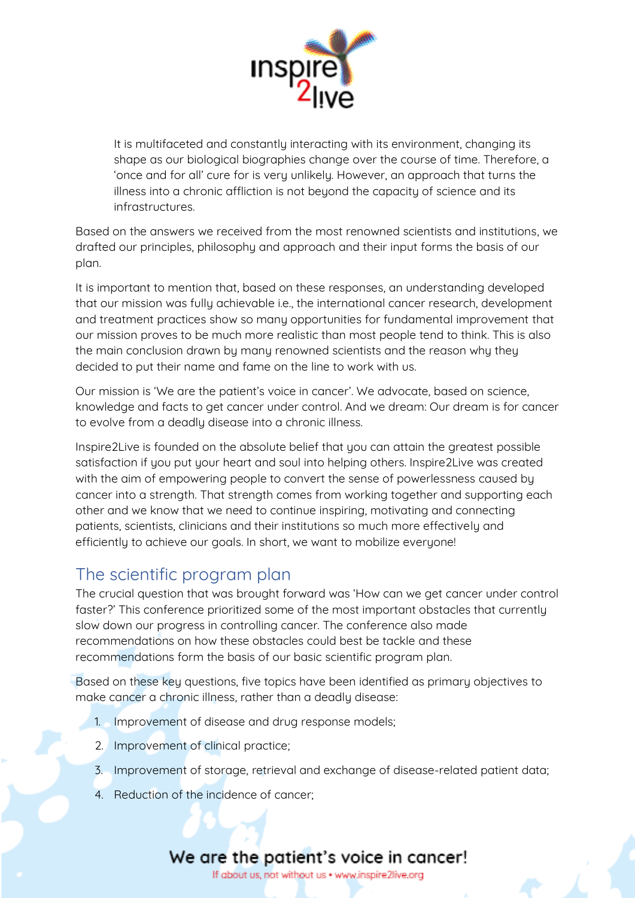It is multifaceted and constantly interacting with its environment, changing its shape as our biological biographies change over the course of time. Therefore, a 'once and for all' cure for is very unlikely. However, an approach that turns the illness into a chronic affliction is not beyond the capacity of science and its infrastructures.

Based on the answers we received from the most renowned scientists and institutions, we drafted our principles, philosophy and approach and their input forms the basis of our plan.

It is important to mention that, based on these responses, an understanding developed that our mission was fully achievable i.e., the international cancer research, development and treatment practices show so many opportunities for fundamental improvement that our mission proves to be much more realistic than most people tend to think. This is also the main conclusion drawn by many renowned scientists and the reason why they decided to put their name and fame on the line to work with us.

Our mission is 'We are the patient's voice in cancer'. We advocate, based on science, knowledge and facts to get cancer under control. And we dream: Our dream is for cancer to evolve from a deadly disease into a chronic illness.

Inspire2Live is founded on the absolute belief that you can attain the greatest possible satisfaction if you put your heart and soul into helping others. Inspire2Live was created with the aim of empowering people to convert the sense of powerlessness caused by cancer into a strength. That strength comes from working together and supporting each other and we know that we need to continue inspiring, motivating and connecting patients, scientists, clinicians and their institutions so much more effectively and efficiently to achieve our goals. In short, we want to mobilize everyone!

## The scientific program plan

The crucial question that was brought forward was 'How can we get cancer under control faster?' This conference prioritized some of the most important obstacles that currently slow down our progress in controlling cancer. The conference also made recommendations on how these obstacles could best be tackle and these recommendations form the basis of our basic scientific program plan.

Based on these key questions, five topics have been identified as primary objectives to make cancer a chronic illness, rather than a deadly disease:

1. Improvement of disease and drug response models;
2. Improvement of clinical practice;
3. Improvement of storage, retrieval and exchange of disease-related patient data;
4. Reduction of the incidence of cancer;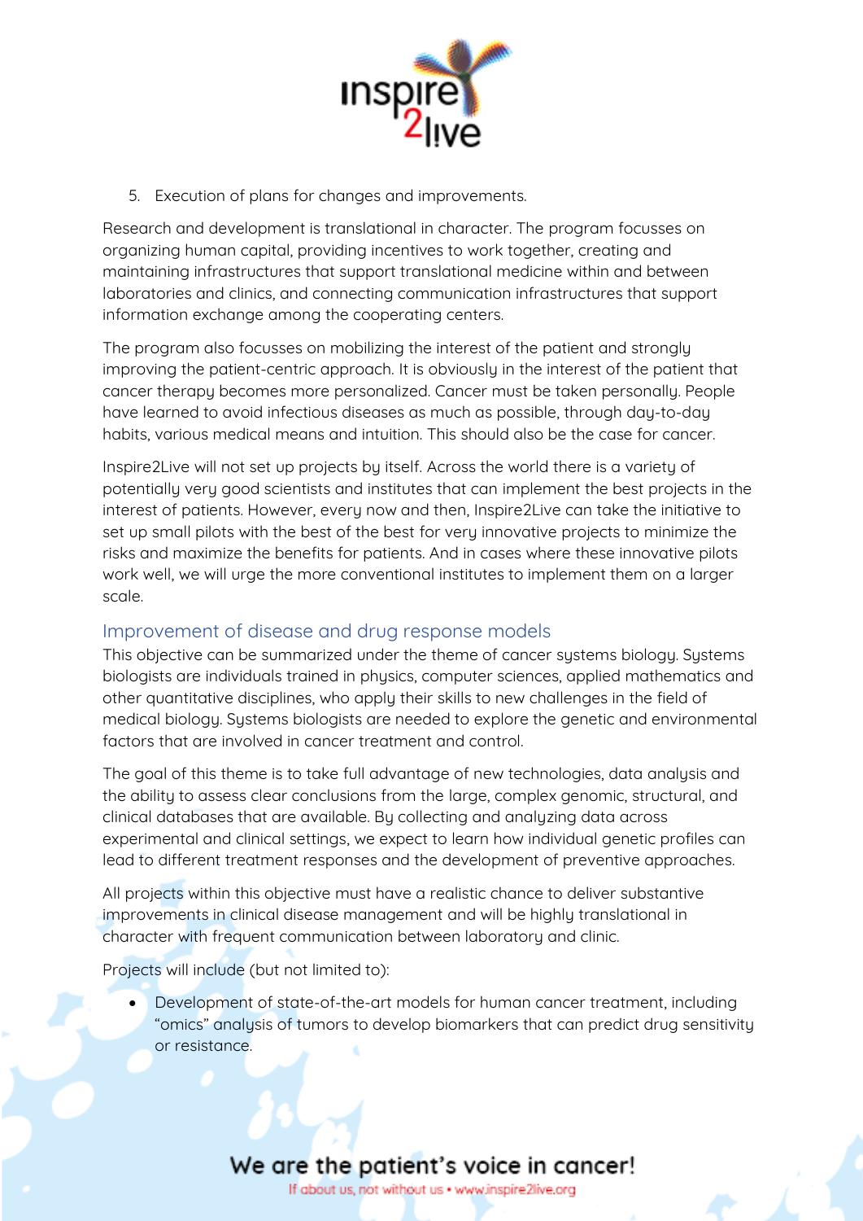5. Execution of plans for changes and improvements.

Research and development is translational in character. The program focusses on organizing human capital, providing incentives to work together, creating and maintaining infrastructures that support translational medicine within and between laboratories and clinics, and connecting communication infrastructures that support information exchange among the cooperating centers.

The program also focusses on mobilizing the interest of the patient and strongly improving the patient-centric approach. It is obviously in the interest of the patient that cancer therapy becomes more personalized. Cancer must be taken personally. People have learned to avoid infectious diseases as much as possible, through day-to-day habits, various medical means and intuition. This should also be the case for cancer.

Inspire2Live will not set up projects by itself. Across the world there is a variety of potentially very good scientists and institutes that can implement the best projects in the interest of patients. However, every now and then, Inspire2Live can take the initiative to set up small pilots with the best of the best for very innovative projects to minimize the risks and maximize the benefits for patients. And in cases where these innovative pilots work well, we will urge the more conventional institutes to implement them on a larger scale.

## Improvement of disease and drug response models

This objective can be summarized under the theme of cancer systems biology. Systems biologists are individuals trained in physics, computer sciences, applied mathematics and other quantitative disciplines, who apply their skills to new challenges in the field of medical biology. Systems biologists are needed to explore the genetic and environmental factors that are involved in cancer treatment and control.

The goal of this theme is to take full advantage of new technologies, data analysis and the ability to assess clear conclusions from the large, complex genomic, structural, and clinical databases that are available. By collecting and analyzing data across experimental and clinical settings, we expect to learn how individual genetic profiles can lead to different treatment responses and the development of preventive approaches.

All projects within this objective must have a realistic chance to deliver substantive improvements in clinical disease management and will be highly translational in character with frequent communication between laboratory and clinic.

Projects will include (but not limited to):

- Development of state-of-the-art models for human cancer treatment, including "omics" analysis of tumors to develop biomarkers that can predict drug sensitivity or resistance.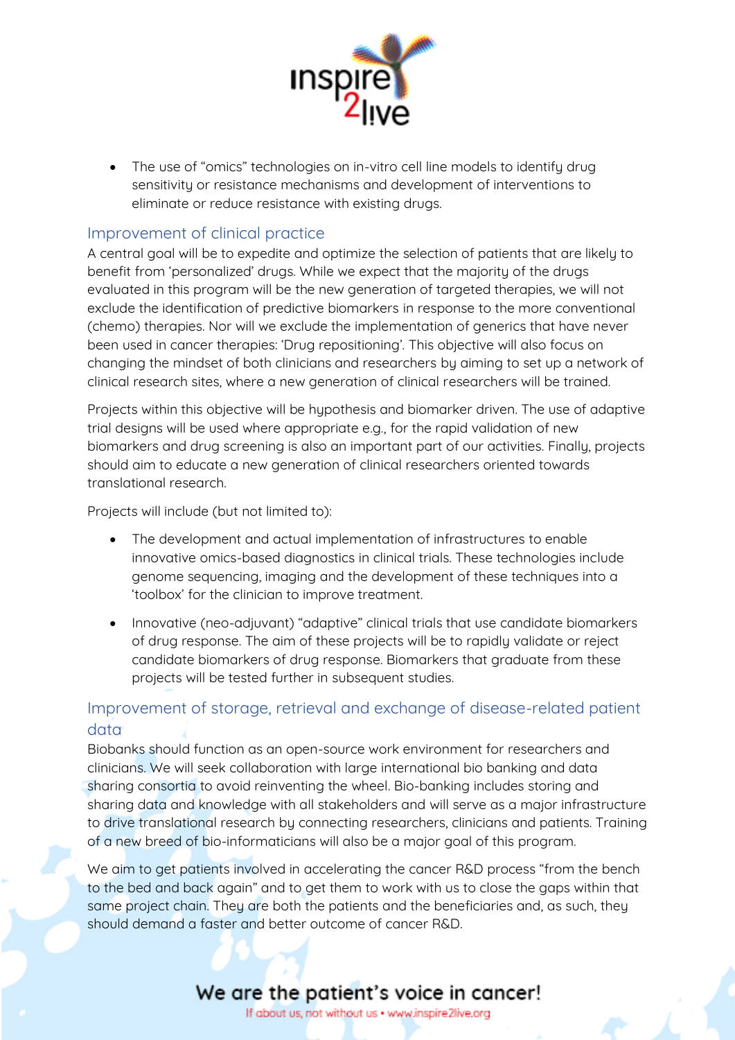- The use of "omics" technologies on in-vitro cell line models to identify drug sensitivity or resistance mechanisms and development of interventions to eliminate or reduce resistance with existing drugs.

## Improvement of clinical practice

A central goal will be to expedite and optimize the selection of patients that are likely to benefit from 'personalized' drugs. While we expect that the majority of the drugs evaluated in this program will be the new generation of targeted therapies, we will not exclude the identification of predictive biomarkers in response to the more conventional (chemo) therapies. Nor will we exclude the implementation of generics that have never been used in cancer therapies: 'Drug repositioning'. This objective will also focus on changing the mindset of both clinicians and researchers by aiming to set up a network of clinical research sites, where a new generation of clinical researchers will be trained.

Projects within this objective will be hypothesis and biomarker driven. The use of adaptive trial designs will be used where appropriate e.g., for the rapid validation of new biomarkers and drug screening is also an important part of our activities. Finally, projects should aim to educate a new generation of clinical researchers oriented towards translational research.

Projects will include (but not limited to):

- The development and actual implementation of infrastructures to enable innovative omics-based diagnostics in clinical trials. These technologies include genome sequencing, imaging and the development of these techniques into a 'toolbox' for the clinician to improve treatment.
- Innovative (neo-adjuvant) "adaptive" clinical trials that use candidate biomarkers of drug response. The aim of these projects will be to rapidly validate or reject candidate biomarkers of drug response. Biomarkers that graduate from these projects will be tested further in subsequent studies.

## Improvement of storage, retrieval and exchange of disease-related patient data

Biobanks should function as an open-source work environment for researchers and clinicians. We will seek collaboration with large international bio banking and data sharing consortia to avoid reinventing the wheel. Bio-banking includes storing and sharing data and knowledge with all stakeholders and will serve as a major infrastructure to drive translational research by connecting researchers, clinicians and patients. Training of a new breed of bio-informaticians will also be a major goal of this program.

We aim to get patients involved in accelerating the cancer R&D process "from the bench to the bed and back again" and to get them to work with us to close the gaps within that same project chain. They are both the patients and the beneficiaries and, as such, they should demand a faster and better outcome of cancer R&D.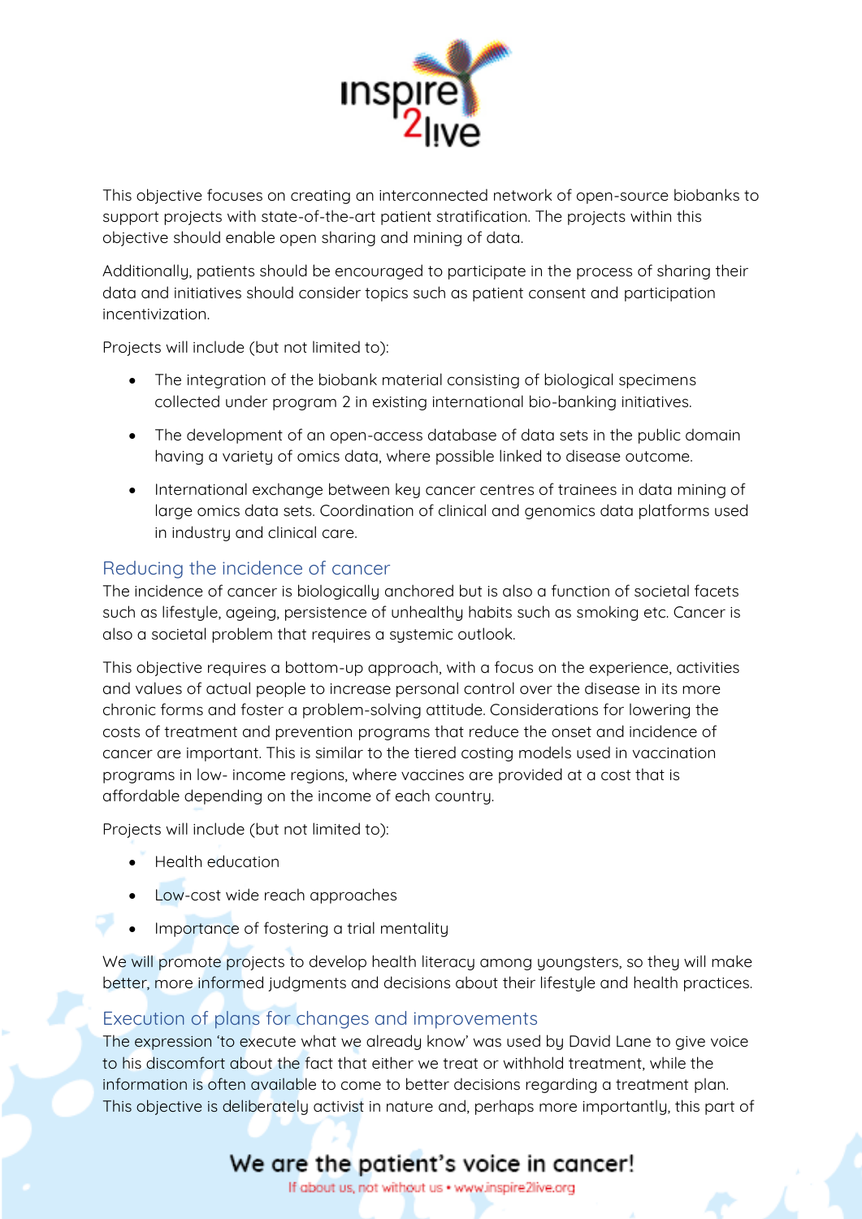This objective focuses on creating an interconnected network of open-source biobanks to support projects with state-of-the-art patient stratification. The projects within this objective should enable open sharing and mining of data.

Additionally, patients should be encouraged to participate in the process of sharing their data and initiatives should consider topics such as patient consent and participation incentivization.

Projects will include (but not limited to):

- The integration of the biobank material consisting of biological specimens collected under program 2 in existing international bio-banking initiatives.
- The development of an open-access database of data sets in the public domain having a variety of omics data, where possible linked to disease outcome.
- International exchange between key cancer centres of trainees in data mining of large omics data sets. Coordination of clinical and genomics data platforms used in industry and clinical care.

## Reducing the incidence of cancer

The incidence of cancer is biologically anchored but is also a function of societal facets such as lifestyle, ageing, persistence of unhealthy habits such as smoking etc. Cancer is also a societal problem that requires a systemic outlook.

This objective requires a bottom-up approach, with a focus on the experience, activities and values of actual people to increase personal control over the disease in its more chronic forms and foster a problem-solving attitude. Considerations for lowering the costs of treatment and prevention programs that reduce the onset and incidence of cancer are important. This is similar to the tiered costing models used in vaccination programs in low- income regions, where vaccines are provided at a cost that is affordable depending on the income of each country.

Projects will include (but not limited to):

- Health education
- Low-cost wide reach approaches
- Importance of fostering a trial mentality

We will promote projects to develop health literacy among youngsters, so they will make better, more informed judgments and decisions about their lifestyle and health practices.

## Execution of plans for changes and improvements

The expression 'to execute what we already know' was used by David Lane to give voice to his discomfort about the fact that either we treat or withhold treatment, while the information is often available to come to better decisions regarding a treatment plan. This objective is deliberately activist in nature and, perhaps more importantly, this part of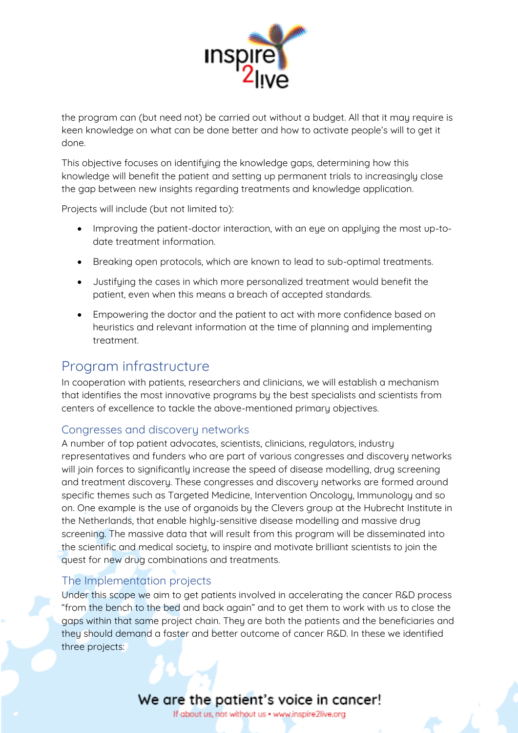the program can (but need not) be carried out without a budget. All that it may require is keen knowledge on what can be done better and how to activate people's will to get it done.

This objective focuses on identifying the knowledge gaps, determining how this knowledge will benefit the patient and setting up permanent trials to increasingly close the gap between new insights regarding treatments and knowledge application.

Projects will include (but not limited to):

- Improving the patient-doctor interaction, with an eye on applying the most up-to-date treatment information.
- Breaking open protocols, which are known to lead to sub-optimal treatments.
- Justifying the cases in which more personalized treatment would benefit the patient, even when this means a breach of accepted standards.
- Empowering the doctor and the patient to act with more confidence based on heuristics and relevant information at the time of planning and implementing treatment.

## Program infrastructure

In cooperation with patients, researchers and clinicians, we will establish a mechanism that identifies the most innovative programs by the best specialists and scientists from centers of excellence to tackle the above-mentioned primary objectives.

### Congresses and discovery networks

A number of top patient advocates, scientists, clinicians, regulators, industry representatives and funders who are part of various congresses and discovery networks will join forces to significantly increase the speed of disease modelling, drug screening and treatment discovery. These congresses and discovery networks are formed around specific themes such as Targeted Medicine, Intervention Oncology, Immunology and so on. One example is the use of organoids by the Clevers group at the Hubrecht Institute in the Netherlands, that enable highly-sensitive disease modelling and massive drug screening. The massive data that will result from this program will be disseminated into the scientific and medical society, to inspire and motivate brilliant scientists to join the quest for new drug combinations and treatments.

### The Implementation projects

Under this scope we aim to get patients involved in accelerating the cancer R&D process "from the bench to the bed and back again" and to get them to work with us to close the gaps within that same project chain. They are both the patients and the beneficiaries and they should demand a faster and better outcome of cancer R&D. In these we identified three projects: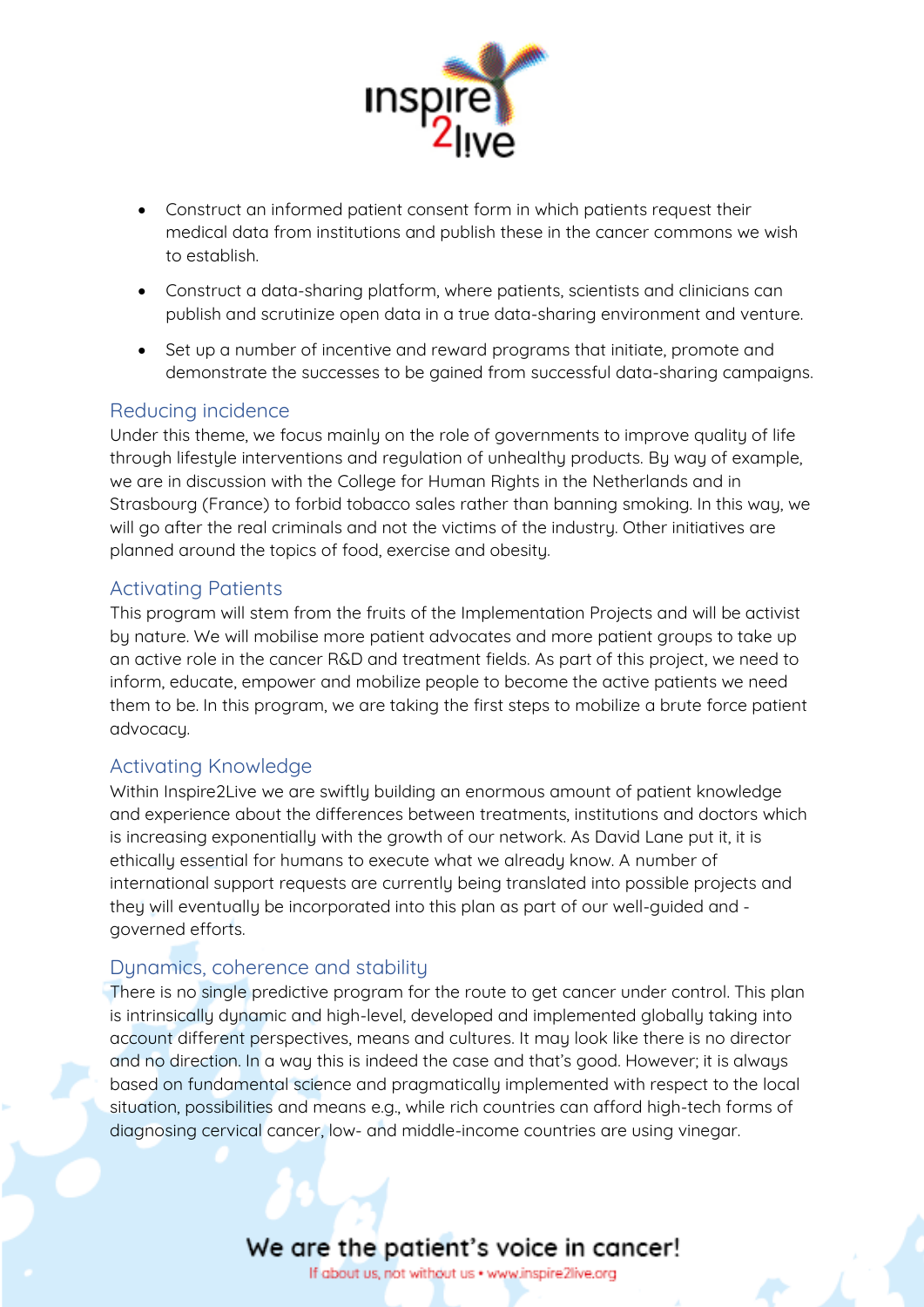- Construct an informed patient consent form in which patients request their medical data from institutions and publish these in the cancer commons we wish to establish.
- Construct a data-sharing platform, where patients, scientists and clinicians can publish and scrutinize open data in a true data-sharing environment and venture.
- Set up a number of incentive and reward programs that initiate, promote and demonstrate the successes to be gained from successful data-sharing campaigns.

## Reducing incidence

Under this theme, we focus mainly on the role of governments to improve quality of life through lifestyle interventions and regulation of unhealthy products. By way of example, we are in discussion with the College for Human Rights in the Netherlands and in Strasbourg (France) to forbid tobacco sales rather than banning smoking. In this way, we will go after the real criminals and not the victims of the industry. Other initiatives are planned around the topics of food, exercise and obesity.

## Activating Patients

This program will stem from the fruits of the Implementation Projects and will be activist by nature. We will mobilise more patient advocates and more patient groups to take up an active role in the cancer R&D and treatment fields. As part of this project, we need to inform, educate, empower and mobilize people to become the active patients we need them to be. In this program, we are taking the first steps to mobilize a brute force patient advocacy.

## Activating Knowledge

Within Inspire2Live we are swiftly building an enormous amount of patient knowledge and experience about the differences between treatments, institutions and doctors which is increasing exponentially with the growth of our network. As David Lane put it, it is ethically essential for humans to execute what we already know. A number of international support requests are currently being translated into possible projects and they will eventually be incorporated into this plan as part of our well-guided and -governed efforts.

## Dynamics, coherence and stability

There is no single predictive program for the route to get cancer under control. This plan is intrinsically dynamic and high-level, developed and implemented globally taking into account different perspectives, means and cultures. It may look like there is no director and no direction. In a way this is indeed the case and that's good. However; it is always based on fundamental science and pragmatically implemented with respect to the local situation, possibilities and means e.g., while rich countries can afford high-tech forms of diagnosing cervical cancer, low- and middle-income countries are using vinegar.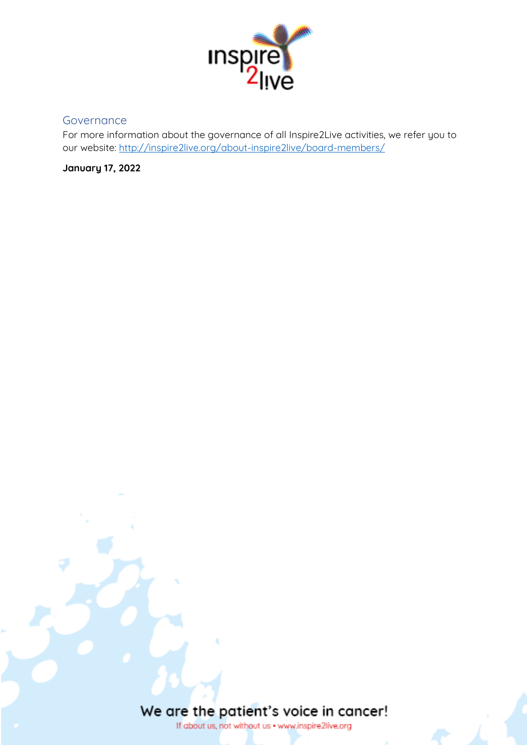## Governance

For more information about the governance of all Inspire2Live activities, we refer you to our website: [http://inspire2live.org/about-inspire2live/board-members/](http://inspire2live.org/about-inspire2live/board-members/)

**January 17, 2022**